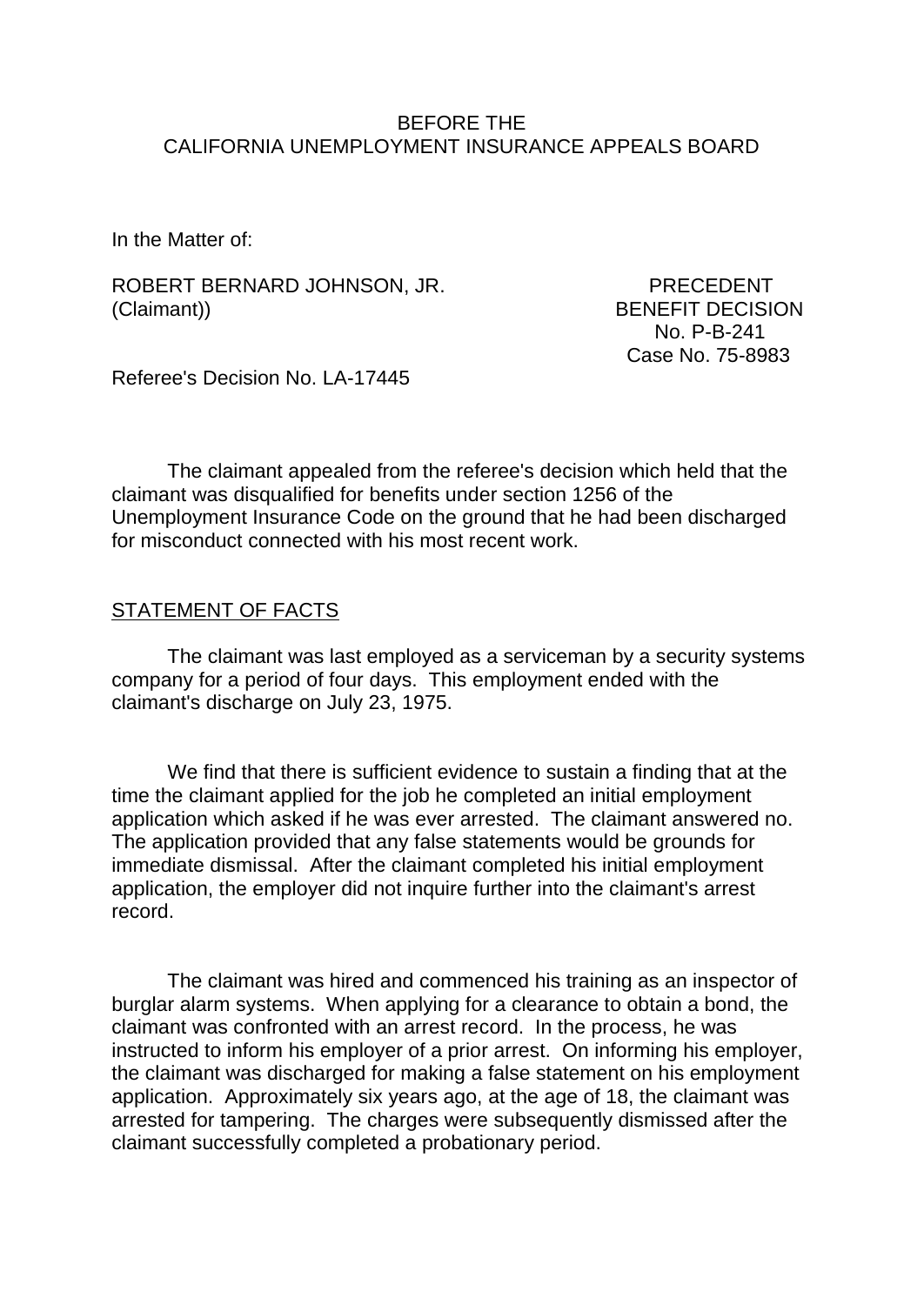BEFORE THE
CALIFORNIA UNEMPLOYMENT INSURANCE APPEALS BOARD

In the Matter of:

ROBERT BERNARD JOHNSON, JR.
(Claimant))

PRECEDENT
BENEFIT DECISION
No. P-B-241
Case No. 75-8983

Referee's Decision No. LA-17445

The claimant appealed from the referee's decision which held that the claimant was disqualified for benefits under section 1256 of the Unemployment Insurance Code on the ground that he had been discharged for misconduct connected with his most recent work.

STATEMENT OF FACTS

The claimant was last employed as a serviceman by a security systems company for a period of four days. This employment ended with the claimant's discharge on July 23, 1975.

We find that there is sufficient evidence to sustain a finding that at the time the claimant applied for the job he completed an initial employment application which asked if he was ever arrested. The claimant answered no. The application provided that any false statements would be grounds for immediate dismissal. After the claimant completed his initial employment application, the employer did not inquire further into the claimant's arrest record.

The claimant was hired and commenced his training as an inspector of burglar alarm systems. When applying for a clearance to obtain a bond, the claimant was confronted with an arrest record. In the process, he was instructed to inform his employer of a prior arrest. On informing his employer, the claimant was discharged for making a false statement on his employment application. Approximately six years ago, at the age of 18, the claimant was arrested for tampering. The charges were subsequently dismissed after the claimant successfully completed a probationary period.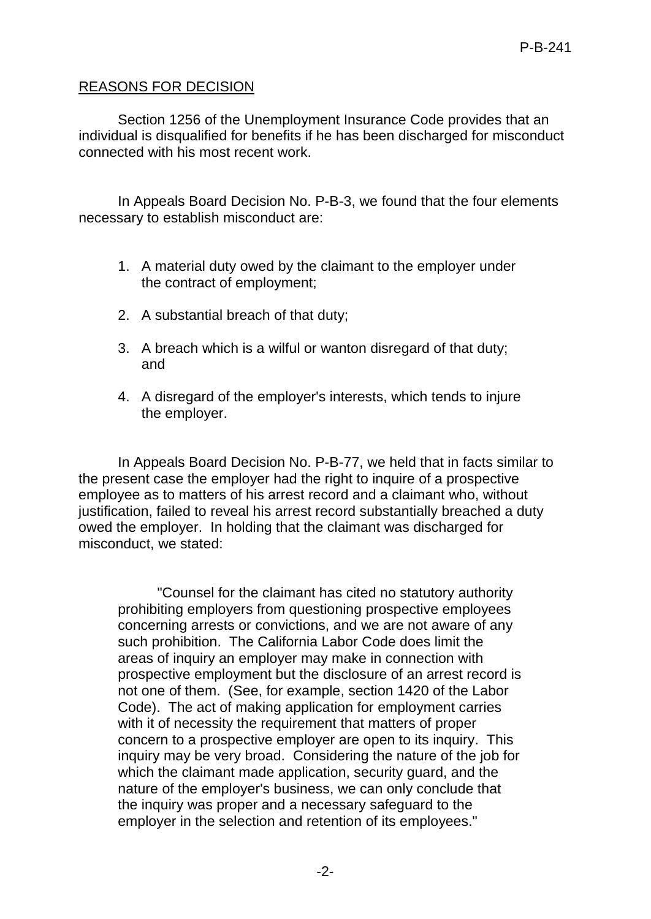REASONS FOR DECISION

Section 1256 of the Unemployment Insurance Code provides that an individual is disqualified for benefits if he has been discharged for misconduct connected with his most recent work.

In Appeals Board Decision No. P-B-3, we found that the four elements necessary to establish misconduct are:

1. A material duty owed by the claimant to the employer under the contract of employment;
2. A substantial breach of that duty;
3. A breach which is a wilful or wanton disregard of that duty; and
4. A disregard of the employer's interests, which tends to injure the employer.

In Appeals Board Decision No. P-B-77, we held that in facts similar to the present case the employer had the right to inquire of a prospective employee as to matters of his arrest record and a claimant who, without justification, failed to reveal his arrest record substantially breached a duty owed the employer. In holding that the claimant was discharged for misconduct, we stated:

> "Counsel for the claimant has cited no statutory authority prohibiting employers from questioning prospective employees concerning arrests or convictions, and we are not aware of any such prohibition. The California Labor Code does limit the areas of inquiry an employer may make in connection with prospective employment but the disclosure of an arrest record is not one of them. (See, for example, section 1420 of the Labor Code). The act of making application for employment carries with it of necessity the requirement that matters of proper concern to a prospective employer are open to its inquiry. This inquiry may be very broad. Considering the nature of the job for which the claimant made application, security guard, and the nature of the employer's business, we can only conclude that the inquiry was proper and a necessary safeguard to the employer in the selection and retention of its employees."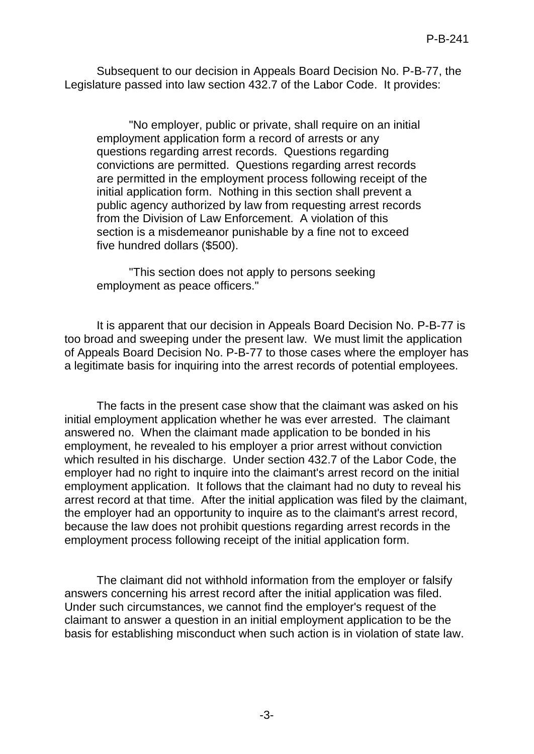Subsequent to our decision in Appeals Board Decision No. P-B-77, the Legislature passed into law section 432.7 of the Labor Code. It provides:

> "No employer, public or private, shall require on an initial employment application form a record of arrests or any questions regarding arrest records. Questions regarding convictions are permitted. Questions regarding arrest records are permitted in the employment process following receipt of the initial application form. Nothing in this section shall prevent a public agency authorized by law from requesting arrest records from the Division of Law Enforcement. A violation of this section is a misdemeanor punishable by a fine not to exceed five hundred dollars ($500).
>
> "This section does not apply to persons seeking employment as peace officers."

It is apparent that our decision in Appeals Board Decision No. P-B-77 is too broad and sweeping under the present law. We must limit the application of Appeals Board Decision No. P-B-77 to those cases where the employer has a legitimate basis for inquiring into the arrest records of potential employees.

The facts in the present case show that the claimant was asked on his initial employment application whether he was ever arrested. The claimant answered no. When the claimant made application to be bonded in his employment, he revealed to his employer a prior arrest without conviction which resulted in his discharge. Under section 432.7 of the Labor Code, the employer had no right to inquire into the claimant's arrest record on the initial employment application. It follows that the claimant had no duty to reveal his arrest record at that time. After the initial application was filed by the claimant, the employer had an opportunity to inquire as to the claimant's arrest record, because the law does not prohibit questions regarding arrest records in the employment process following receipt of the initial application form.

The claimant did not withhold information from the employer or falsify answers concerning his arrest record after the initial application was filed. Under such circumstances, we cannot find the employer's request of the claimant to answer a question in an initial employment application to be the basis for establishing misconduct when such action is in violation of state law.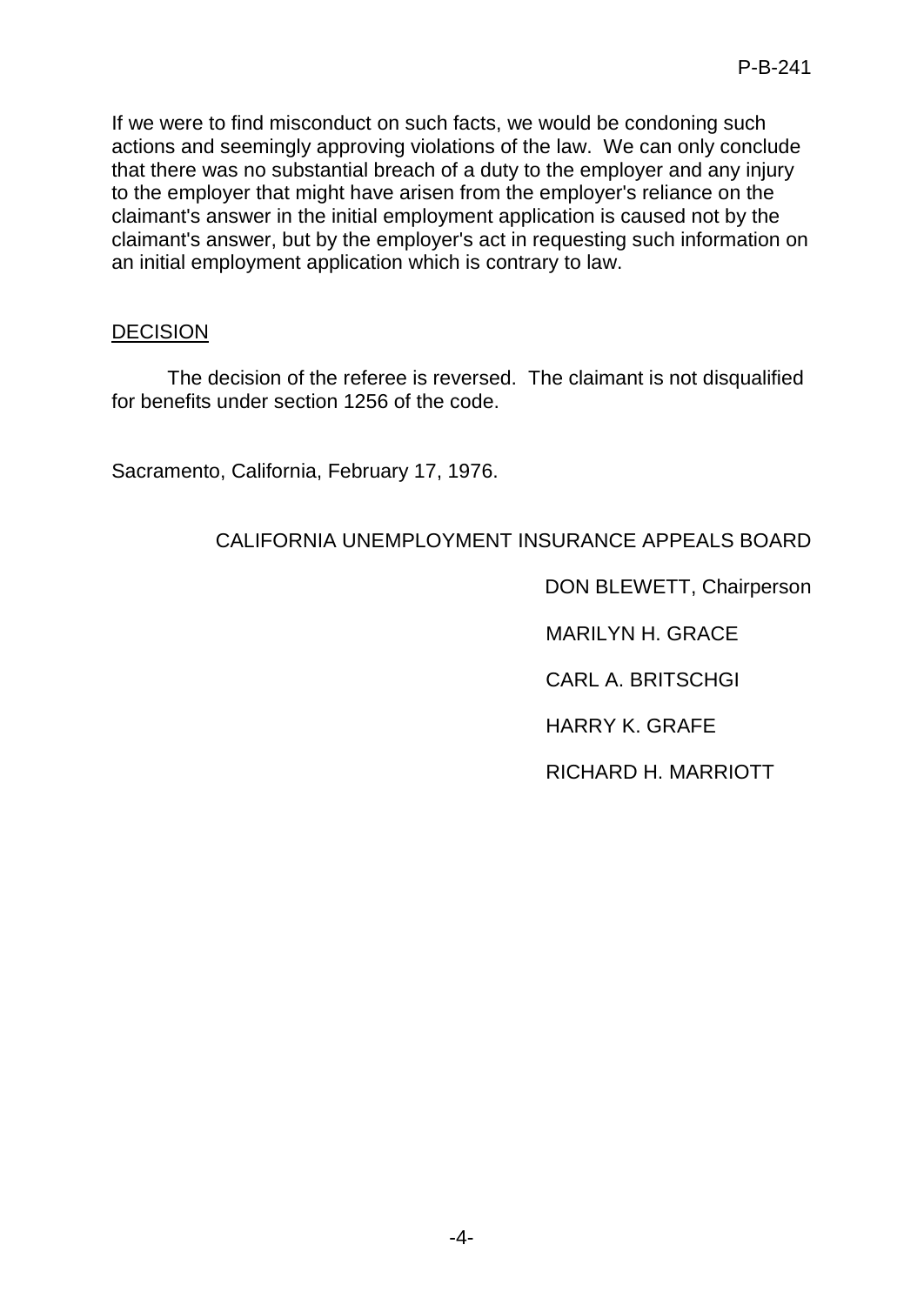If we were to find misconduct on such facts, we would be condoning such actions and seemingly approving violations of the law. We can only conclude that there was no substantial breach of a duty to the employer and any injury to the employer that might have arisen from the employer's reliance on the claimant's answer in the initial employment application is caused not by the claimant's answer, but by the employer's act in requesting such information on an initial employment application which is contrary to law.

## DECISION

The decision of the referee is reversed. The claimant is not disqualified for benefits under section 1256 of the code.

Sacramento, California, February 17, 1976.

CALIFORNIA UNEMPLOYMENT INSURANCE APPEALS BOARD

DON BLEWETT, Chairperson

MARILYN H. GRACE

CARL A. BRITSCHGI

HARRY K. GRAFE

RICHARD H. MARRIOTT